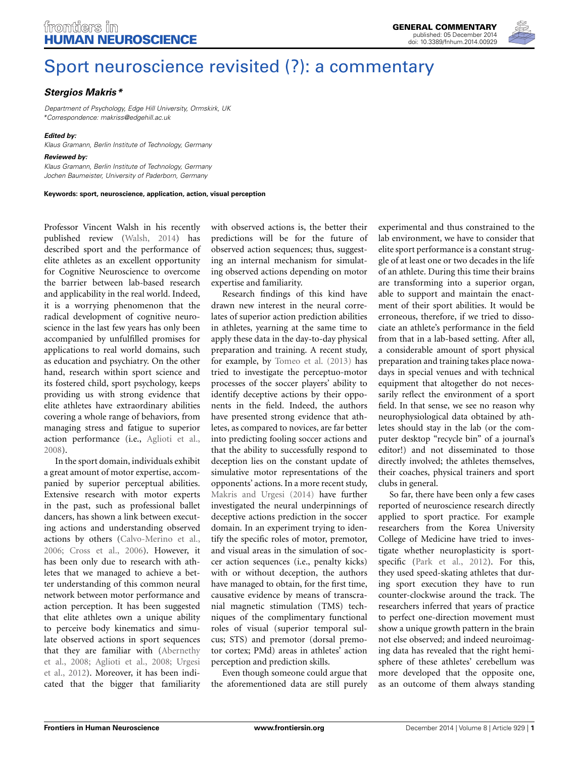GENERAL COMMENTARY
published: 05 December 2014
doi: 10.3389/fnhum.2014.00929

# Sport neuroscience revisited (?): a commentary

***Stergios Makris****

*Department of Psychology, Edge Hill University, Ormskirk, UK*
*\*Correspondence: makriss@edgehill.ac.uk*

***Edited by:***
*Klaus Gramann, Berlin Institute of Technology, Germany*

***Reviewed by:***
*Klaus Gramann, Berlin Institute of Technology, Germany*
*Jochen Baumeister, University of Paderborn, Germany*

**Keywords: sport, neuroscience, application, action, visual perception**

Professor Vincent Walsh in his recently published review (Walsh, 2014) has described sport and the performance of elite athletes as an excellent opportunity for Cognitive Neuroscience to overcome the barrier between lab-based research and applicability in the real world. Indeed, it is a worrying phenomenon that the radical development of cognitive neuroscience in the last few years has only been accompanied by unfulfilled promises for applications to real world domains, such as education and psychiatry. On the other hand, research within sport science and its fostered child, sport psychology, keeps providing us with strong evidence that elite athletes have extraordinary abilities covering a whole range of behaviors, from managing stress and fatigue to superior action performance (i.e., Aglioti et al., 2008).

In the sport domain, individuals exhibit a great amount of motor expertise, accompanied by superior perceptual abilities. Extensive research with motor experts in the past, such as professional ballet dancers, has shown a link between executing actions and understanding observed actions by others (Calvo-Merino et al., 2006; Cross et al., 2006). However, it has been only due to research with athletes that we managed to achieve a better understanding of this common neural network between motor performance and action perception. It has been suggested that elite athletes own a unique ability to perceive body kinematics and simulate observed actions in sport sequences that they are familiar with (Abernethy et al., 2008; Aglioti et al., 2008; Urgesi et al., 2012). Moreover, it has been indicated that the bigger that familiarity with observed actions is, the better their predictions will be for the future of observed action sequences; thus, suggesting an internal mechanism for simulating observed actions depending on motor expertise and familiarity.

Research findings of this kind have drawn new interest in the neural correlates of superior action prediction abilities in athletes, yearning at the same time to apply these data in the day-to-day physical preparation and training. A recent study, for example, by Tomeo et al. (2013) has tried to investigate the perceptuo-motor processes of the soccer players' ability to identify deceptive actions by their opponents in the field. Indeed, the authors have presented strong evidence that athletes, as compared to novices, are far better into predicting fooling soccer actions and that the ability to successfully respond to deception lies on the constant update of simulative motor representations of the opponents' actions. In a more recent study, Makris and Urgesi (2014) have further investigated the neural underpinnings of deceptive actions prediction in the soccer domain. In an experiment trying to identify the specific roles of motor, premotor, and visual areas in the simulation of soccer action sequences (i.e., penalty kicks) with or without deception, the authors have managed to obtain, for the first time, causative evidence by means of transcranial magnetic stimulation (TMS) techniques of the complimentary functional roles of visual (superior temporal sulcus; STS) and premotor (dorsal premotor cortex; PMd) areas in athletes' action perception and prediction skills.

Even though someone could argue that the aforementioned data are still purely experimental and thus constrained to the lab environment, we have to consider that elite sport performance is a constant struggle of at least one or two decades in the life of an athlete. During this time their brains are transforming into a superior organ, able to support and maintain the enactment of their sport abilities. It would be erroneous, therefore, if we tried to dissociate an athlete's performance in the field from that in a lab-based setting. After all, a considerable amount of sport physical preparation and training takes place nowadays in special venues and with technical equipment that altogether do not necessarily reflect the environment of a sport field. In that sense, we see no reason why neurophysiological data obtained by athletes should stay in the lab (or the computer desktop "recycle bin" of a journal's editor!) and not disseminated to those directly involved; the athletes themselves, their coaches, physical trainers and sport clubs in general.

So far, there have been only a few cases reported of neuroscience research directly applied to sport practice. For example researchers from the Korea University College of Medicine have tried to investigate whether neuroplasticity is sport-specific (Park et al., 2012). For this, they used speed-skating athletes that during sport execution they have to run counter-clockwise around the track. The researchers inferred that years of practice to perfect one-direction movement must show a unique growth pattern in the brain not else observed; and indeed neuroimaging data has revealed that the right hemisphere of these athletes' cerebellum was more developed that the opposite one, as an outcome of them always standing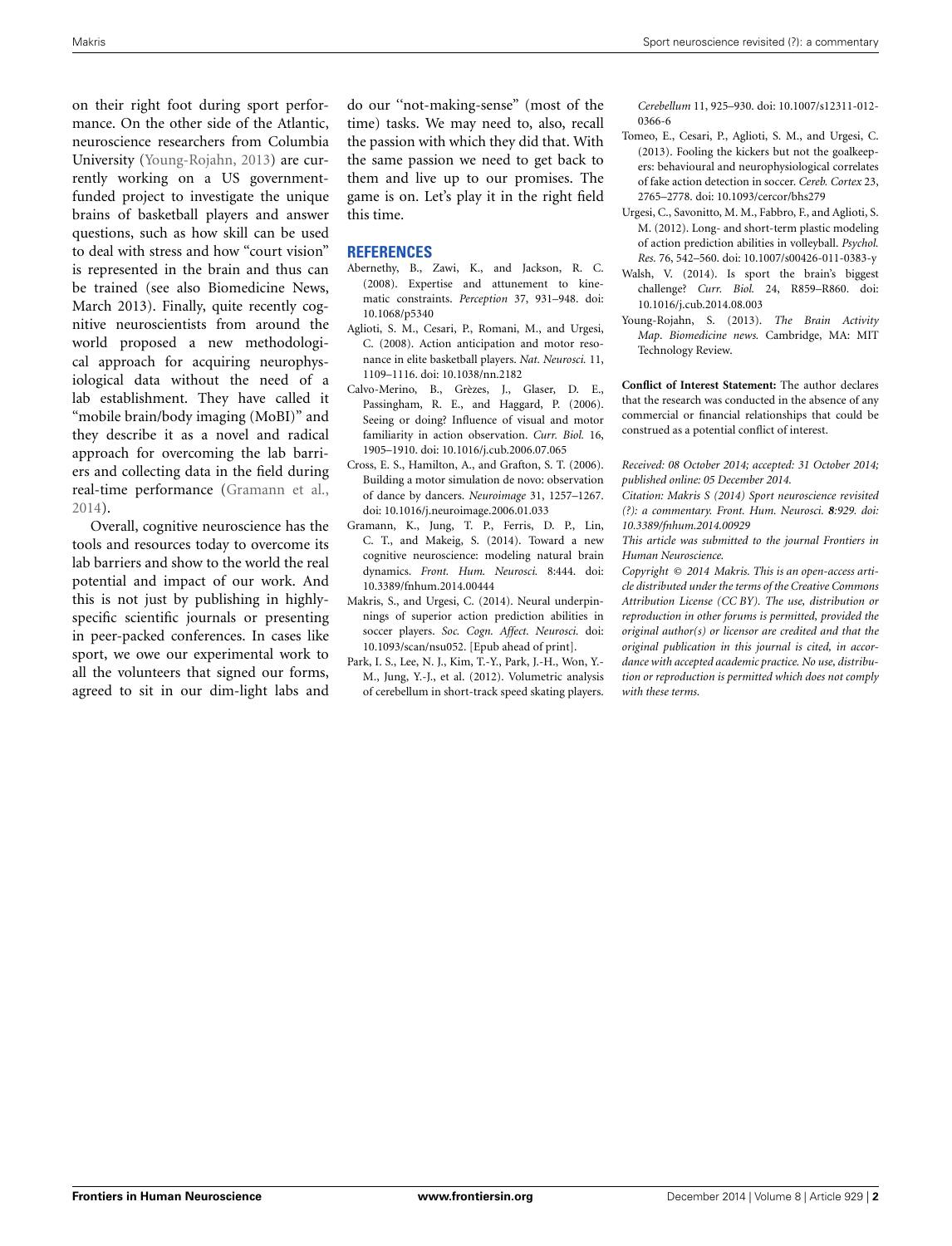on their right foot during sport performance. On the other side of the Atlantic, neuroscience researchers from Columbia University (Young-Rojahn, 2013) are currently working on a US government-funded project to investigate the unique brains of basketball players and answer questions, such as how skill can be used to deal with stress and how "court vision" is represented in the brain and thus can be trained (see also Biomedicine News, March 2013). Finally, quite recently cognitive neuroscientists from around the world proposed a new methodological approach for acquiring neurophysiological data without the need of a lab establishment. They have called it "mobile brain/body imaging (MoBI)" and they describe it as a novel and radical approach for overcoming the lab barriers and collecting data in the field during real-time performance (Gramann et al., 2014).

Overall, cognitive neuroscience has the tools and resources today to overcome its lab barriers and show to the world the real potential and impact of our work. And this is not just by publishing in highly-specific scientific journals or presenting in peer-packed conferences. In cases like sport, we owe our experimental work to all the volunteers that signed our forms, agreed to sit in our dim-light labs and do our ''not-making-sense" (most of the time) tasks. We may need to, also, recall the passion with which they did that. With the same passion we need to get back to them and live up to our promises. The game is on. Let's play it in the right field this time.

## REFERENCES

Abernethy, B., Zawi, K., and Jackson, R. C. (2008). Expertise and attunement to kinematic constraints. *Perception* 37, 931–948. doi: 10.1068/p5340

Aglioti, S. M., Cesari, P., Romani, M., and Urgesi, C. (2008). Action anticipation and motor resonance in elite basketball players. *Nat. Neurosci.* 11, 1109–1116. doi: 10.1038/nn.2182

Calvo-Merino, B., Grèzes, J., Glaser, D. E., Passingham, R. E., and Haggard, P. (2006). Seeing or doing? Influence of visual and motor familiarity in action observation. *Curr. Biol.* 16, 1905–1910. doi: 10.1016/j.cub.2006.07.065

Cross, E. S., Hamilton, A., and Grafton, S. T. (2006). Building a motor simulation de novo: observation of dance by dancers. *Neuroimage* 31, 1257–1267. doi: 10.1016/j.neuroimage.2006.01.033

Gramann, K., Jung, T. P., Ferris, D. P., Lin, C. T., and Makeig, S. (2014). Toward a new cognitive neuroscience: modeling natural brain dynamics. *Front. Hum. Neurosci.* 8:444. doi: 10.3389/fnhum.2014.00444

Makris, S., and Urgesi, C. (2014). Neural underpinnings of superior action prediction abilities in soccer players. *Soc. Cogn. Affect. Neurosci.* doi: 10.1093/scan/nsu052. [Epub ahead of print].

Park, I. S., Lee, N. J., Kim, T.-Y., Park, J.-H., Won, Y.-M., Jung, Y.-J., et al. (2012). Volumetric analysis of cerebellum in short-track speed skating players. *Cerebellum* 11, 925–930. doi: 10.1007/s12311-012-0366-6

Tomeo, E., Cesari, P., Aglioti, S. M., and Urgesi, C. (2013). Fooling the kickers but not the goalkeepers: behavioural and neurophysiological correlates of fake action detection in soccer. *Cereb. Cortex* 23, 2765–2778. doi: 10.1093/cercor/bhs279

Urgesi, C., Savonitto, M. M., Fabbro, F., and Aglioti, S. M. (2012). Long- and short-term plastic modeling of action prediction abilities in volleyball. *Psychol. Res.* 76, 542–560. doi: 10.1007/s00426-011-0383-y

Walsh, V. (2014). Is sport the brain's biggest challenge? *Curr. Biol.* 24, R859–R860. doi: 10.1016/j.cub.2014.08.003

Young-Rojahn, S. (2013). *The Brain Activity Map*. *Biomedicine news.* Cambridge, MA: MIT Technology Review.

**Conflict of Interest Statement:** The author declares that the research was conducted in the absence of any commercial or financial relationships that could be construed as a potential conflict of interest.

*Received: 08 October 2014; accepted: 31 October 2014; published online: 05 December 2014.*

*Citation: Makris S (2014) Sport neuroscience revisited (?): a commentary. Front. Hum. Neurosci. **8**:929. doi: 10.3389/fnhum.2014.00929*

*This article was submitted to the journal Frontiers in Human Neuroscience.*

*Copyright © 2014 Makris. This is an open-access article distributed under the terms of the Creative Commons Attribution License (CC BY). The use, distribution or reproduction in other forums is permitted, provided the original author(s) or licensor are credited and that the original publication in this journal is cited, in accordance with accepted academic practice. No use, distribution or reproduction is permitted which does not comply with these terms.*